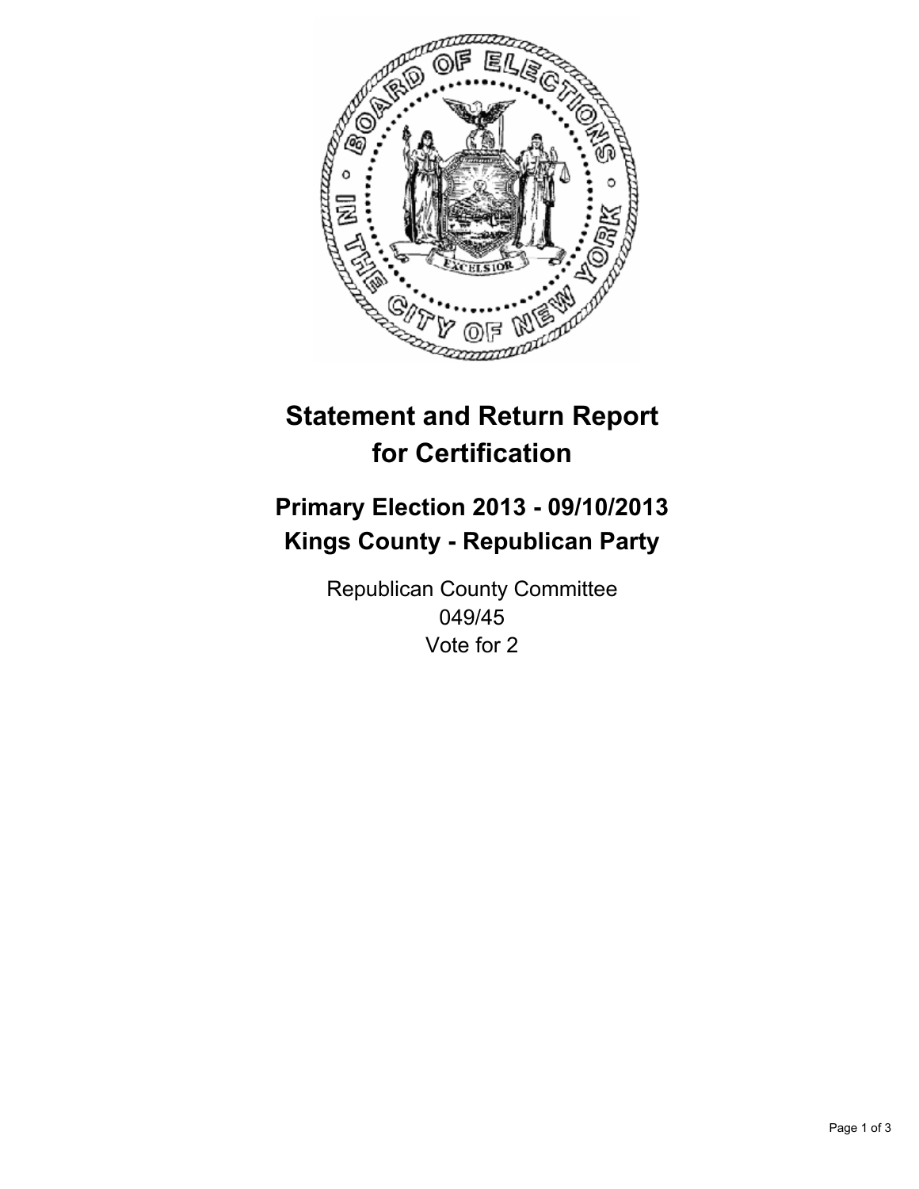# Statement and Return Report for Certification

## Primary Election 2013 - 09/10/2013
## Kings County - Republican Party

Republican County Committee
049/45
Vote for 2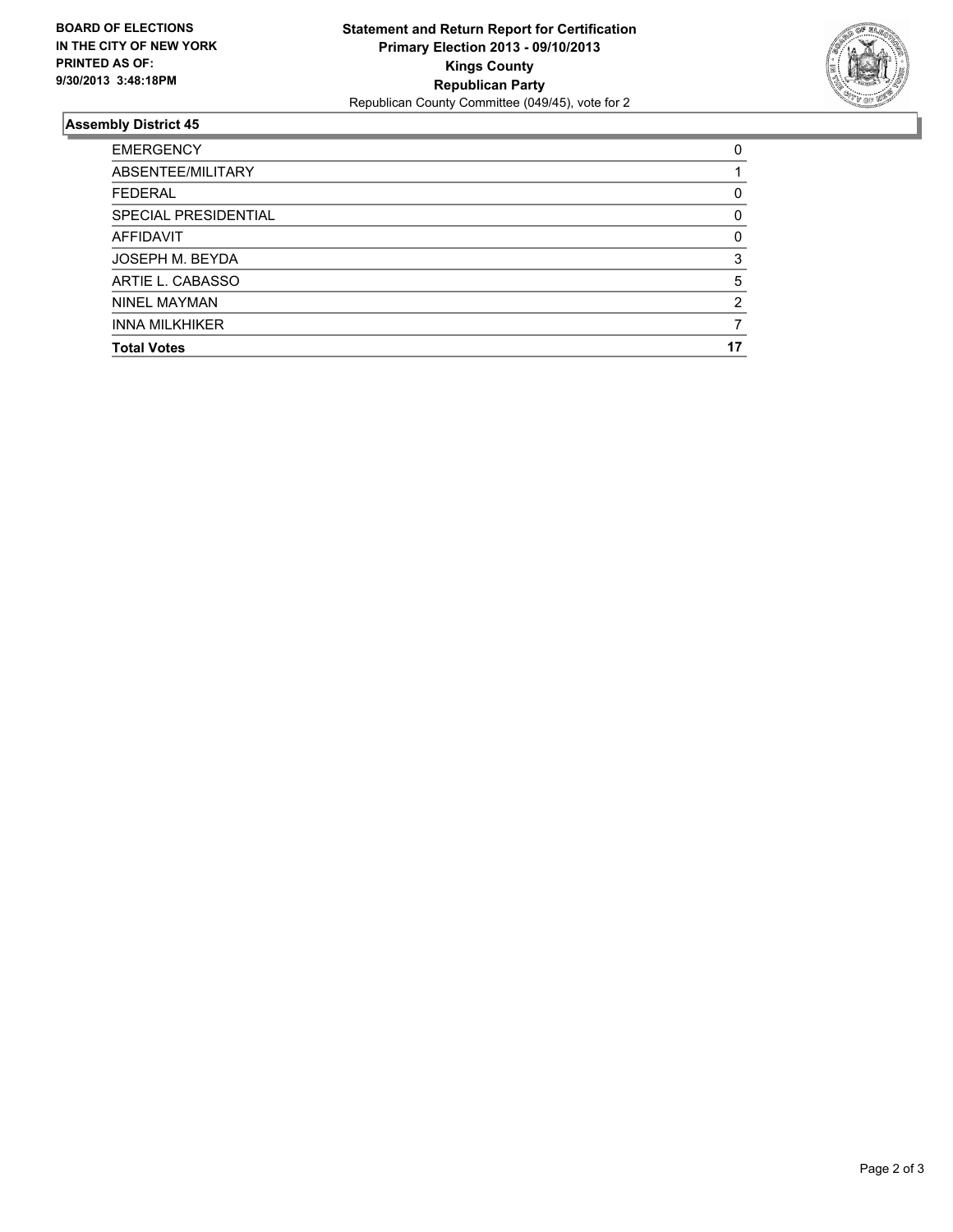**BOARD OF ELECTIONS IN THE CITY OF NEW YORK PRINTED AS OF: 9/30/2013 3:48:18PM**

**Statement and Return Report for Certification**
**Primary Election 2013 - 09/10/2013**
**Kings County**
**Republican Party**
Republican County Committee (049/45), vote for 2

### Assembly District 45

| | |
|---|---|
| EMERGENCY | 0 |
| ABSENTEE/MILITARY | 1 |
| FEDERAL | 0 |
| SPECIAL PRESIDENTIAL | 0 |
| AFFIDAVIT | 0 |
| JOSEPH M. BEYDA | 3 |
| ARTIE L. CABASSO | 5 |
| NINEL MAYMAN | 2 |
| INNA MILKHIKER | 7 |
| **Total Votes** | **17** |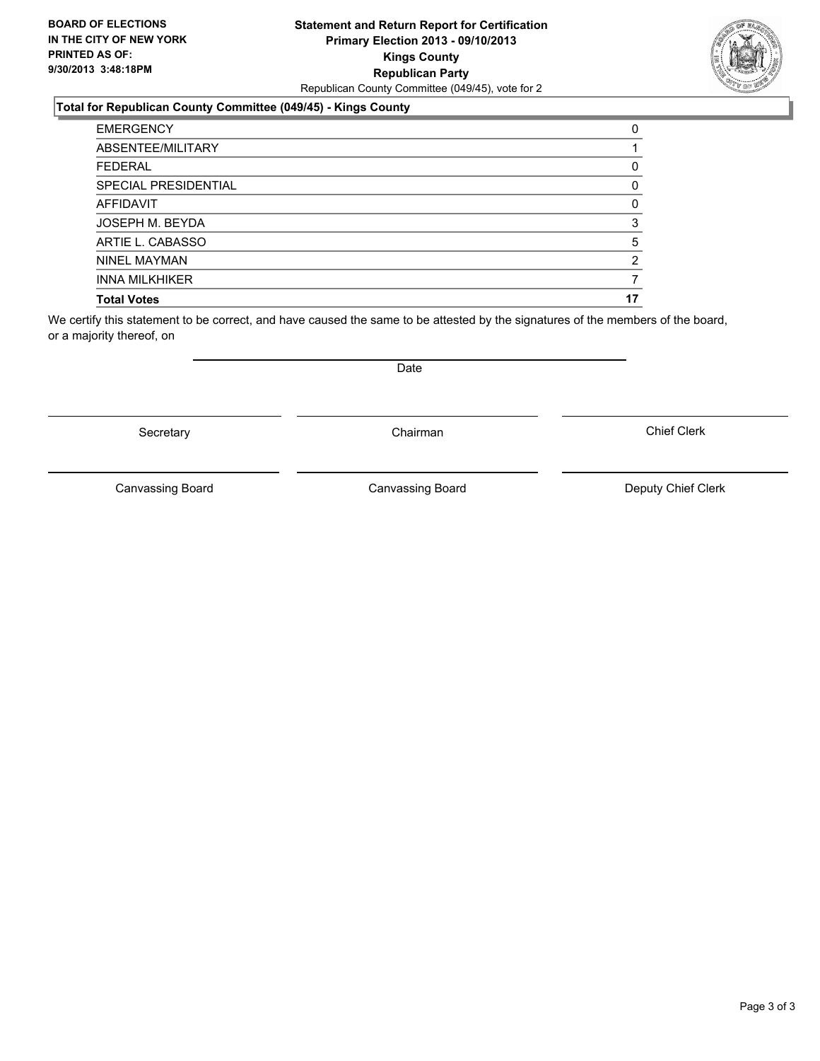**BOARD OF ELECTIONS IN THE CITY OF NEW YORK PRINTED AS OF: 9/30/2013 3:48:18PM**

**Statement and Return Report for Certification**
**Primary Election 2013 - 09/10/2013**
**Kings County**
**Republican Party**
Republican County Committee (049/45), vote for 2

**Total for Republican County Committee (049/45) - Kings County**

| | |
|---|---|
| EMERGENCY | 0 |
| ABSENTEE/MILITARY | 1 |
| FEDERAL | 0 |
| SPECIAL PRESIDENTIAL | 0 |
| AFFIDAVIT | 0 |
| JOSEPH M. BEYDA | 3 |
| ARTIE L. CABASSO | 5 |
| NINEL MAYMAN | 2 |
| INNA MILKHIKER | 7 |
| **Total Votes** | **17** |

We certify this statement to be correct, and have caused the same to be attested by the signatures of the members of the board, or a majority thereof, on

Date

Secretary | Chairman | Chief Clerk

Canvassing Board | Canvassing Board | Deputy Chief Clerk